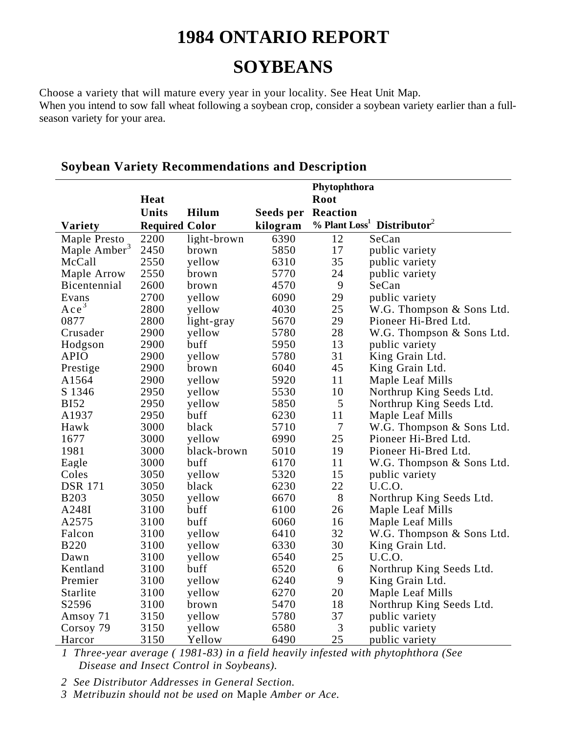# 1984 ONTARIO REPORT

# SOYBEANS

Choose a variety that will mature every year in your locality. See Heat Unit Map.
When you intend to sow fall wheat following a soybean crop, consider a soybean variety earlier than a full-season variety for your area.

## Soybean Variety Recommendations and Description

| Variety | Heat Units Required | Hilum Color | Seeds per kilogram | Phytophthora Root Reaction % Plant Loss[1] | Distributor[2] |
|---|---|---|---|---|---|
| Maple Presto | 2200 | light-brown | 6390 | 12 | SeCan |
| Maple Amber[3] | 2450 | brown | 5850 | 17 | public variety |
| McCall | 2550 | yellow | 6310 | 35 | public variety |
| Maple Arrow | 2550 | brown | 5770 | 24 | public variety |
| Bicentennial | 2600 | brown | 4570 | 9 | SeCan |
| Evans | 2700 | yellow | 6090 | 29 | public variety |
| Ace[3] | 2800 | yellow | 4030 | 25 | W.G. Thompson & Sons Ltd. |
| 0877 | 2800 | light-gray | 5670 | 29 | Pioneer Hi-Bred Ltd. |
| Crusader | 2900 | yellow | 5780 | 28 | W.G. Thompson & Sons Ltd. |
| Hodgson | 2900 | buff | 5950 | 13 | public variety |
| APIO | 2900 | yellow | 5780 | 31 | King Grain Ltd. |
| Prestige | 2900 | brown | 6040 | 45 | King Grain Ltd. |
| A1564 | 2900 | yellow | 5920 | 11 | Maple Leaf Mills |
| S 1346 | 2950 | yellow | 5530 | 10 | Northrup King Seeds Ltd. |
| BI52 | 2950 | yellow | 5850 | 5 | Northrup King Seeds Ltd. |
| A1937 | 2950 | buff | 6230 | 11 | Maple Leaf Mills |
| Hawk | 3000 | black | 5710 | 7 | W.G. Thompson & Sons Ltd. |
| 1677 | 3000 | yellow | 6990 | 25 | Pioneer Hi-Bred Ltd. |
| 1981 | 3000 | black-brown | 5010 | 19 | Pioneer Hi-Bred Ltd. |
| Eagle | 3000 | buff | 6170 | 11 | W.G. Thompson & Sons Ltd. |
| Coles | 3050 | yellow | 5320 | 15 | public variety |
| DSR 171 | 3050 | black | 6230 | 22 | U.C.O. |
| B203 | 3050 | yellow | 6670 | 8 | Northrup King Seeds Ltd. |
| A248I | 3100 | buff | 6100 | 26 | Maple Leaf Mills |
| A2575 | 3100 | buff | 6060 | 16 | Maple Leaf Mills |
| Falcon | 3100 | yellow | 6410 | 32 | W.G. Thompson & Sons Ltd. |
| B220 | 3100 | yellow | 6330 | 30 | King Grain Ltd. |
| Dawn | 3100 | yellow | 6540 | 25 | U.C.O. |
| Kentland | 3100 | buff | 6520 | 6 | Northrup King Seeds Ltd. |
| Premier | 3100 | yellow | 6240 | 9 | King Grain Ltd. |
| Starlite | 3100 | yellow | 6270 | 20 | Maple Leaf Mills |
| S2596 | 3100 | brown | 5470 | 18 | Northrup King Seeds Ltd. |
| Amsoy 71 | 3150 | yellow | 5780 | 37 | public variety |
| Corsoy 79 | 3150 | yellow | 6580 | 3 | public variety |
| Harcor | 3150 | Yellow | 6490 | 25 | public variety |

*1 Three-year average ( 1981-83) in a field heavily infested with phytophthora (See Disease and Insect Control in Soybeans).*

*2 See Distributor Addresses in General Section.*

*3 Metribuzin should not be used on* Maple *Amber or Ace.*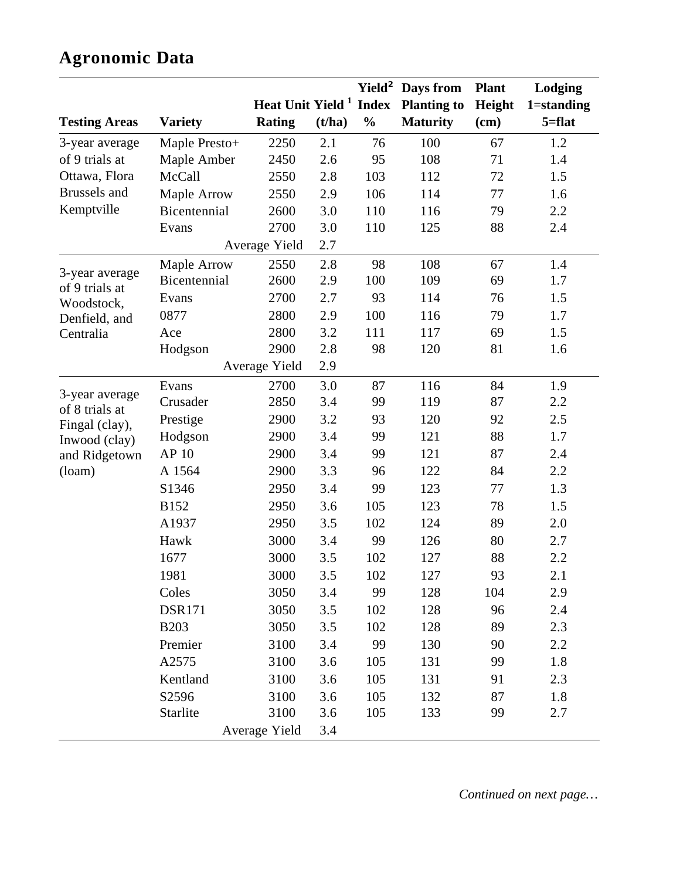## Agronomic Data

| Testing Areas | Variety | Heat Unit Rating | Yield [1] (t/ha) | Yield [2] Index % | Days from Planting to Maturity | Plant Height (cm) | Lodging 1=standing 5=flat |
|---|---|---|---|---|---|---|---|
| 3-year average of 9 trials at Ottawa, Flora Brussels and Kemptville | Maple Presto+ | 2250 | 2.1 | 76 | 100 | 67 | 1.2 |
| | Maple Amber | 2450 | 2.6 | 95 | 108 | 71 | 1.4 |
| | McCall | 2550 | 2.8 | 103 | 112 | 72 | 1.5 |
| | Maple Arrow | 2550 | 2.9 | 106 | 114 | 77 | 1.6 |
| | Bicentennial | 2600 | 3.0 | 110 | 116 | 79 | 2.2 |
| | Evans | 2700 | 3.0 | 110 | 125 | 88 | 2.4 |
| | | Average Yield | 2.7 | | | | |
| 3-year average of 9 trials at Woodstock, Denfield, and Centralia | Maple Arrow | 2550 | 2.8 | 98 | 108 | 67 | 1.4 |
| | Bicentennial | 2600 | 2.9 | 100 | 109 | 69 | 1.7 |
| | Evans | 2700 | 2.7 | 93 | 114 | 76 | 1.5 |
| | 0877 | 2800 | 2.9 | 100 | 116 | 79 | 1.7 |
| | Ace | 2800 | 3.2 | 111 | 117 | 69 | 1.5 |
| | Hodgson | 2900 | 2.8 | 98 | 120 | 81 | 1.6 |
| | | Average Yield | 2.9 | | | | |
| 3-year average of 8 trials at Fingal (clay), Inwood (clay) and Ridgetown (loam) | Evans | 2700 | 3.0 | 87 | 116 | 84 | 1.9 |
| | Crusader | 2850 | 3.4 | 99 | 119 | 87 | 2.2 |
| | Prestige | 2900 | 3.2 | 93 | 120 | 92 | 2.5 |
| | Hodgson | 2900 | 3.4 | 99 | 121 | 88 | 1.7 |
| | AP 10 | 2900 | 3.4 | 99 | 121 | 87 | 2.4 |
| | A 1564 | 2900 | 3.3 | 96 | 122 | 84 | 2.2 |
| | S1346 | 2950 | 3.4 | 99 | 123 | 77 | 1.3 |
| | B152 | 2950 | 3.6 | 105 | 123 | 78 | 1.5 |
| | A1937 | 2950 | 3.5 | 102 | 124 | 89 | 2.0 |
| | Hawk | 3000 | 3.4 | 99 | 126 | 80 | 2.7 |
| | 1677 | 3000 | 3.5 | 102 | 127 | 88 | 2.2 |
| | 1981 | 3000 | 3.5 | 102 | 127 | 93 | 2.1 |
| | Coles | 3050 | 3.4 | 99 | 128 | 104 | 2.9 |
| | DSR171 | 3050 | 3.5 | 102 | 128 | 96 | 2.4 |
| | B203 | 3050 | 3.5 | 102 | 128 | 89 | 2.3 |
| | Premier | 3100 | 3.4 | 99 | 130 | 90 | 2.2 |
| | A2575 | 3100 | 3.6 | 105 | 131 | 99 | 1.8 |
| | Kentland | 3100 | 3.6 | 105 | 131 | 91 | 2.3 |
| | S2596 | 3100 | 3.6 | 105 | 132 | 87 | 1.8 |
| | Starlite | 3100 | 3.6 | 105 | 133 | 99 | 2.7 |
| | | Average Yield | 3.4 | | | | |

*Continued on next page…*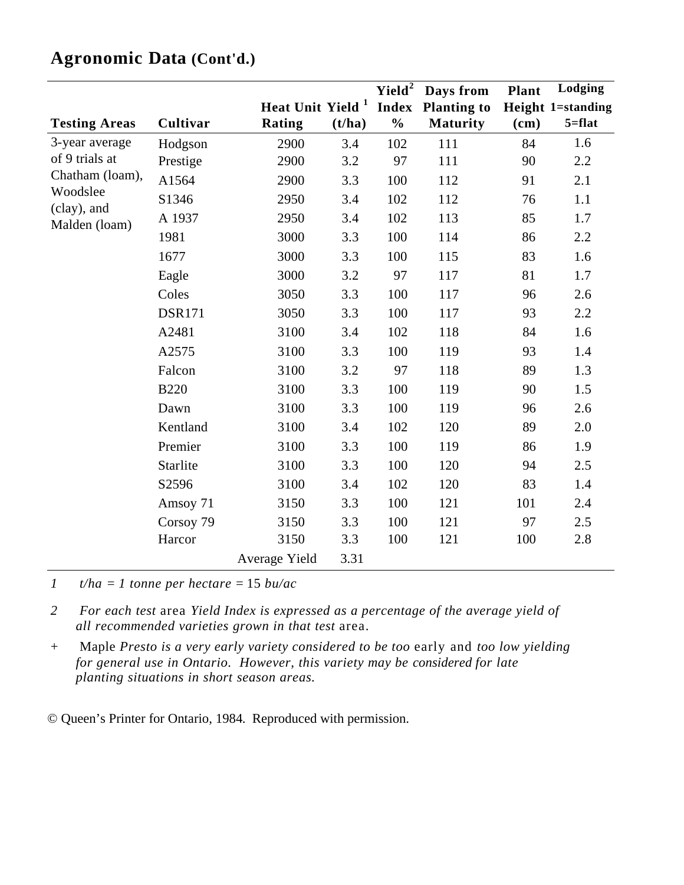## Agronomic Data (Cont'd.)

| Testing Areas | Cultivar | Heat Unit Rating | Yield [1] (t/ha) | Yield [2] Index % | Days from Planting to Maturity | Plant Height (cm) | Lodging 1=standing 5=flat |
|---|---|---|---|---|---|---|---|
| 3-year average of 9 trials at Chatham (loam), Woodslee (clay), and Malden (loam) | Hodgson | 2900 | 3.4 | 102 | 111 | 84 | 1.6 |
| | Prestige | 2900 | 3.2 | 97 | 111 | 90 | 2.2 |
| | A1564 | 2900 | 3.3 | 100 | 112 | 91 | 2.1 |
| | S1346 | 2950 | 3.4 | 102 | 112 | 76 | 1.1 |
| | A 1937 | 2950 | 3.4 | 102 | 113 | 85 | 1.7 |
| | 1981 | 3000 | 3.3 | 100 | 114 | 86 | 2.2 |
| | 1677 | 3000 | 3.3 | 100 | 115 | 83 | 1.6 |
| | Eagle | 3000 | 3.2 | 97 | 117 | 81 | 1.7 |
| | Coles | 3050 | 3.3 | 100 | 117 | 96 | 2.6 |
| | DSR171 | 3050 | 3.3 | 100 | 117 | 93 | 2.2 |
| | A2481 | 3100 | 3.4 | 102 | 118 | 84 | 1.6 |
| | A2575 | 3100 | 3.3 | 100 | 119 | 93 | 1.4 |
| | Falcon | 3100 | 3.2 | 97 | 118 | 89 | 1.3 |
| | B220 | 3100 | 3.3 | 100 | 119 | 90 | 1.5 |
| | Dawn | 3100 | 3.3 | 100 | 119 | 96 | 2.6 |
| | Kentland | 3100 | 3.4 | 102 | 120 | 89 | 2.0 |
| | Premier | 3100 | 3.3 | 100 | 119 | 86 | 1.9 |
| | Starlite | 3100 | 3.3 | 100 | 120 | 94 | 2.5 |
| | S2596 | 3100 | 3.4 | 102 | 120 | 83 | 1.4 |
| | Amsoy 71 | 3150 | 3.3 | 100 | 121 | 101 | 2.4 |
| | Corsoy 79 | 3150 | 3.3 | 100 | 121 | 97 | 2.5 |
| | Harcor | 3150 | 3.3 | 100 | 121 | 100 | 2.8 |
| | | Average Yield | 3.31 | | | | |

1 *t/ha = 1 tonne per hectare =* 15 *bu/ac*

2 *For each test* area *Yield Index is expressed as a percentage of the average yield of all recommended varieties grown in that test* area.

\+ Maple *Presto is a very early variety considered to be too* early and *too low yielding for general use in Ontario. However, this variety may be considered for late planting situations in short season areas.*

© Queen's Printer for Ontario, 1984. Reproduced with permission.